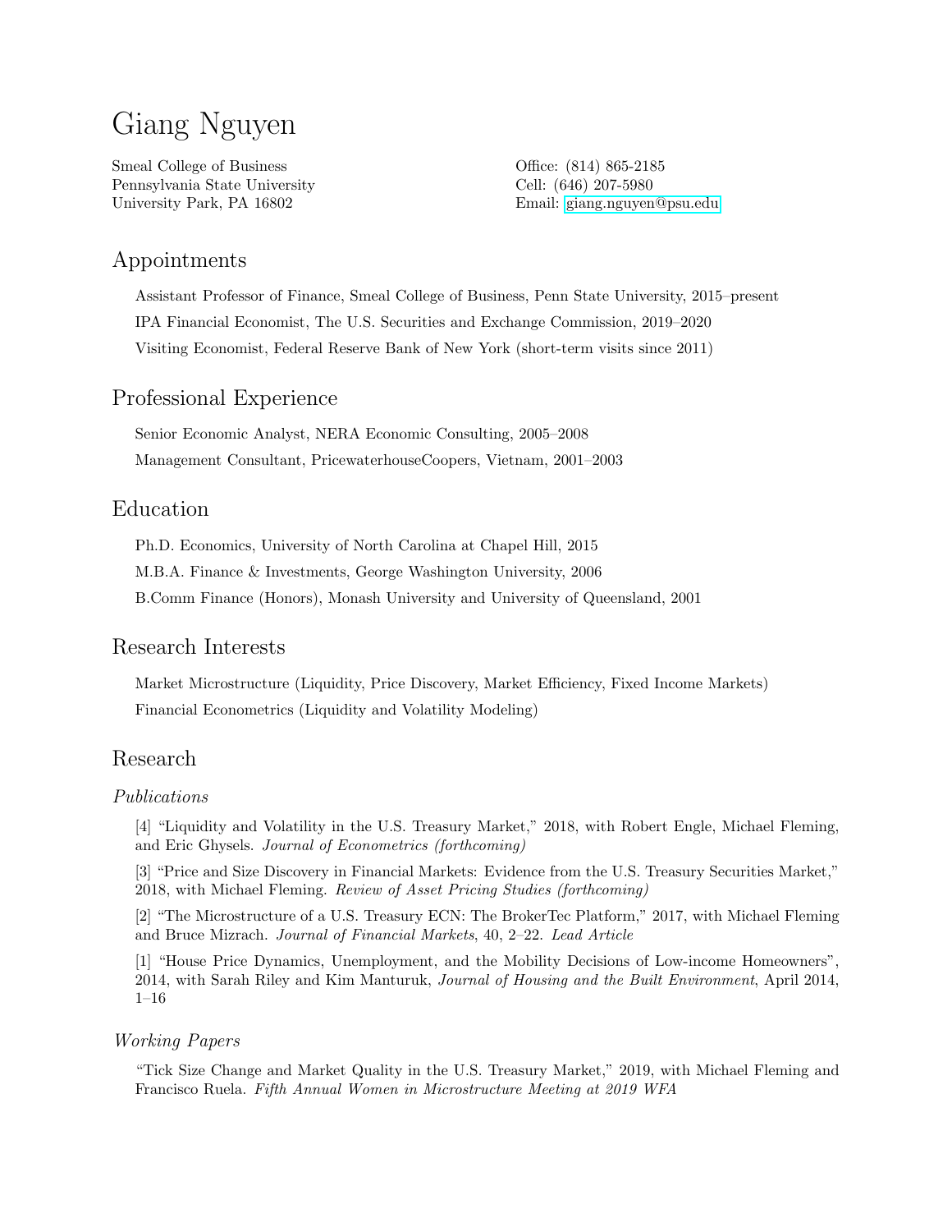# Giang Nguyen

Smeal College of Business
Pennsylvania State University
University Park, PA 16802

Office: (814) 865-2185
Cell: (646) 207-5980
Email: giang.nguyen@psu.edu

## Appointments

Assistant Professor of Finance, Smeal College of Business, Penn State University, 2015–present

IPA Financial Economist, The U.S. Securities and Exchange Commission, 2019–2020

Visiting Economist, Federal Reserve Bank of New York (short-term visits since 2011)

## Professional Experience

Senior Economic Analyst, NERA Economic Consulting, 2005–2008

Management Consultant, PricewaterhouseCoopers, Vietnam, 2001–2003

## Education

Ph.D. Economics, University of North Carolina at Chapel Hill, 2015

M.B.A. Finance & Investments, George Washington University, 2006

B.Comm Finance (Honors), Monash University and University of Queensland, 2001

## Research Interests

Market Microstructure (Liquidity, Price Discovery, Market Efficiency, Fixed Income Markets)

Financial Econometrics (Liquidity and Volatility Modeling)

## Research

### *Publications*

[4] "Liquidity and Volatility in the U.S. Treasury Market," 2018, with Robert Engle, Michael Fleming, and Eric Ghysels. *Journal of Econometrics (forthcoming)*

[3] "Price and Size Discovery in Financial Markets: Evidence from the U.S. Treasury Securities Market," 2018, with Michael Fleming. *Review of Asset Pricing Studies (forthcoming)*

[2] "The Microstructure of a U.S. Treasury ECN: The BrokerTec Platform," 2017, with Michael Fleming and Bruce Mizrach. *Journal of Financial Markets*, 40, 2–22. *Lead Article*

[1] "House Price Dynamics, Unemployment, and the Mobility Decisions of Low-income Homeowners", 2014, with Sarah Riley and Kim Manturuk, *Journal of Housing and the Built Environment*, April 2014, 1–16

### *Working Papers*

"Tick Size Change and Market Quality in the U.S. Treasury Market," 2019, with Michael Fleming and Francisco Ruela. *Fifth Annual Women in Microstructure Meeting at 2019 WFA*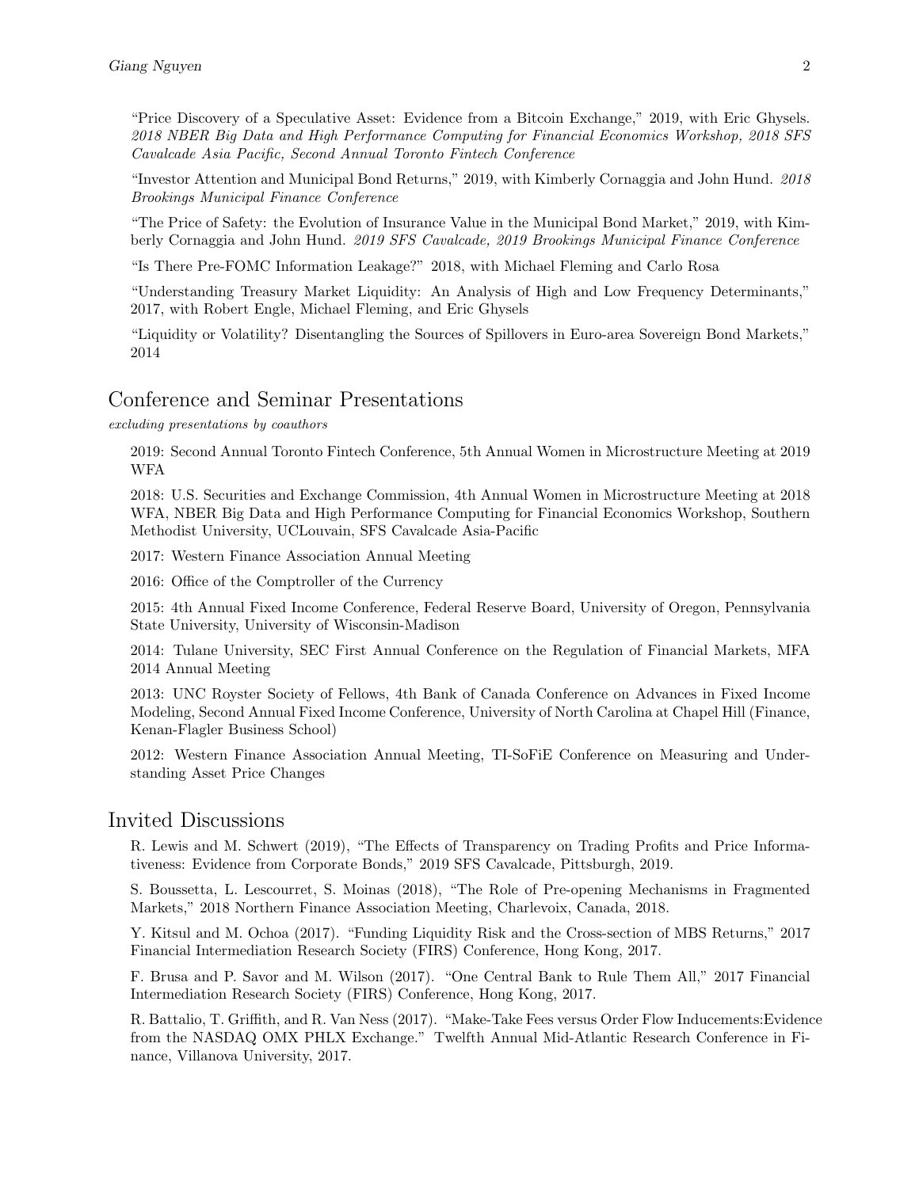"Price Discovery of a Speculative Asset: Evidence from a Bitcoin Exchange," 2019, with Eric Ghysels. *2018 NBER Big Data and High Performance Computing for Financial Economics Workshop, 2018 SFS Cavalcade Asia Pacific, Second Annual Toronto Fintech Conference*

"Investor Attention and Municipal Bond Returns," 2019, with Kimberly Cornaggia and John Hund. *2018 Brookings Municipal Finance Conference*

"The Price of Safety: the Evolution of Insurance Value in the Municipal Bond Market," 2019, with Kimberly Cornaggia and John Hund. *2019 SFS Cavalcade, 2019 Brookings Municipal Finance Conference*

"Is There Pre-FOMC Information Leakage?" 2018, with Michael Fleming and Carlo Rosa

"Understanding Treasury Market Liquidity: An Analysis of High and Low Frequency Determinants," 2017, with Robert Engle, Michael Fleming, and Eric Ghysels

"Liquidity or Volatility? Disentangling the Sources of Spillovers in Euro-area Sovereign Bond Markets," 2014

## Conference and Seminar Presentations

*excluding presentations by coauthors*

2019: Second Annual Toronto Fintech Conference, 5th Annual Women in Microstructure Meeting at 2019 WFA

2018: U.S. Securities and Exchange Commission, 4th Annual Women in Microstructure Meeting at 2018 WFA, NBER Big Data and High Performance Computing for Financial Economics Workshop, Southern Methodist University, UCLouvain, SFS Cavalcade Asia-Pacific

2017: Western Finance Association Annual Meeting

2016: Office of the Comptroller of the Currency

2015: 4th Annual Fixed Income Conference, Federal Reserve Board, University of Oregon, Pennsylvania State University, University of Wisconsin-Madison

2014: Tulane University, SEC First Annual Conference on the Regulation of Financial Markets, MFA 2014 Annual Meeting

2013: UNC Royster Society of Fellows, 4th Bank of Canada Conference on Advances in Fixed Income Modeling, Second Annual Fixed Income Conference, University of North Carolina at Chapel Hill (Finance, Kenan-Flagler Business School)

2012: Western Finance Association Annual Meeting, TI-SoFiE Conference on Measuring and Understanding Asset Price Changes

## Invited Discussions

R. Lewis and M. Schwert (2019), "The Effects of Transparency on Trading Profits and Price Informativeness: Evidence from Corporate Bonds," 2019 SFS Cavalcade, Pittsburgh, 2019.

S. Boussetta, L. Lescourret, S. Moinas (2018), "The Role of Pre-opening Mechanisms in Fragmented Markets," 2018 Northern Finance Association Meeting, Charlevoix, Canada, 2018.

Y. Kitsul and M. Ochoa (2017). "Funding Liquidity Risk and the Cross-section of MBS Returns," 2017 Financial Intermediation Research Society (FIRS) Conference, Hong Kong, 2017.

F. Brusa and P. Savor and M. Wilson (2017). "One Central Bank to Rule Them All," 2017 Financial Intermediation Research Society (FIRS) Conference, Hong Kong, 2017.

R. Battalio, T. Griffith, and R. Van Ness (2017). "Make-Take Fees versus Order Flow Inducements:Evidence from the NASDAQ OMX PHLX Exchange." Twelfth Annual Mid-Atlantic Research Conference in Finance, Villanova University, 2017.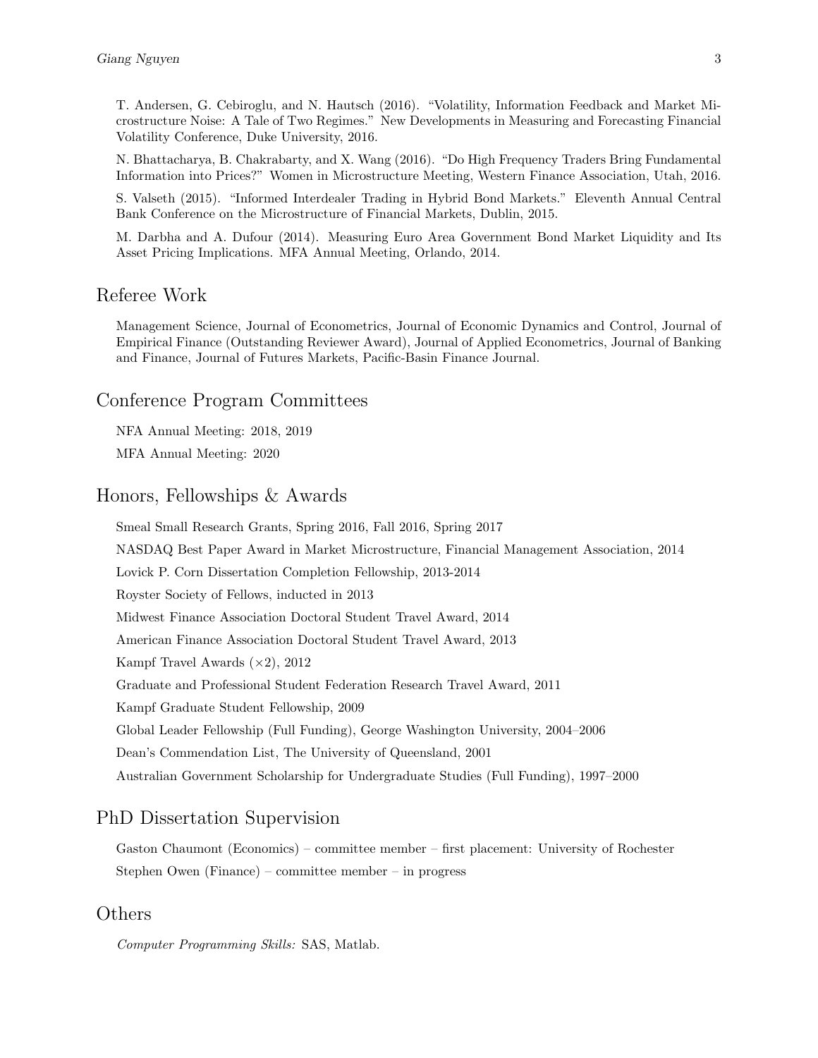T. Andersen, G. Cebiroglu, and N. Hautsch (2016). "Volatility, Information Feedback and Market Microstructure Noise: A Tale of Two Regimes." New Developments in Measuring and Forecasting Financial Volatility Conference, Duke University, 2016.

N. Bhattacharya, B. Chakrabarty, and X. Wang (2016). "Do High Frequency Traders Bring Fundamental Information into Prices?" Women in Microstructure Meeting, Western Finance Association, Utah, 2016.

S. Valseth (2015). "Informed Interdealer Trading in Hybrid Bond Markets." Eleventh Annual Central Bank Conference on the Microstructure of Financial Markets, Dublin, 2015.

M. Darbha and A. Dufour (2014). Measuring Euro Area Government Bond Market Liquidity and Its Asset Pricing Implications. MFA Annual Meeting, Orlando, 2014.

## Referee Work

Management Science, Journal of Econometrics, Journal of Economic Dynamics and Control, Journal of Empirical Finance (Outstanding Reviewer Award), Journal of Applied Econometrics, Journal of Banking and Finance, Journal of Futures Markets, Pacific-Basin Finance Journal.

## Conference Program Committees

NFA Annual Meeting: 2018, 2019

MFA Annual Meeting: 2020

## Honors, Fellowships & Awards

Smeal Small Research Grants, Spring 2016, Fall 2016, Spring 2017

NASDAQ Best Paper Award in Market Microstructure, Financial Management Association, 2014

Lovick P. Corn Dissertation Completion Fellowship, 2013-2014

Royster Society of Fellows, inducted in 2013

Midwest Finance Association Doctoral Student Travel Award, 2014

American Finance Association Doctoral Student Travel Award, 2013

Kampf Travel Awards ($\times 2$), 2012

Graduate and Professional Student Federation Research Travel Award, 2011

Kampf Graduate Student Fellowship, 2009

Global Leader Fellowship (Full Funding), George Washington University, 2004–2006

Dean's Commendation List, The University of Queensland, 2001

Australian Government Scholarship for Undergraduate Studies (Full Funding), 1997–2000

## PhD Dissertation Supervision

Gaston Chaumont (Economics) – committee member – first placement: University of Rochester

Stephen Owen (Finance) – committee member – in progress

## Others

*Computer Programming Skills:* SAS, Matlab.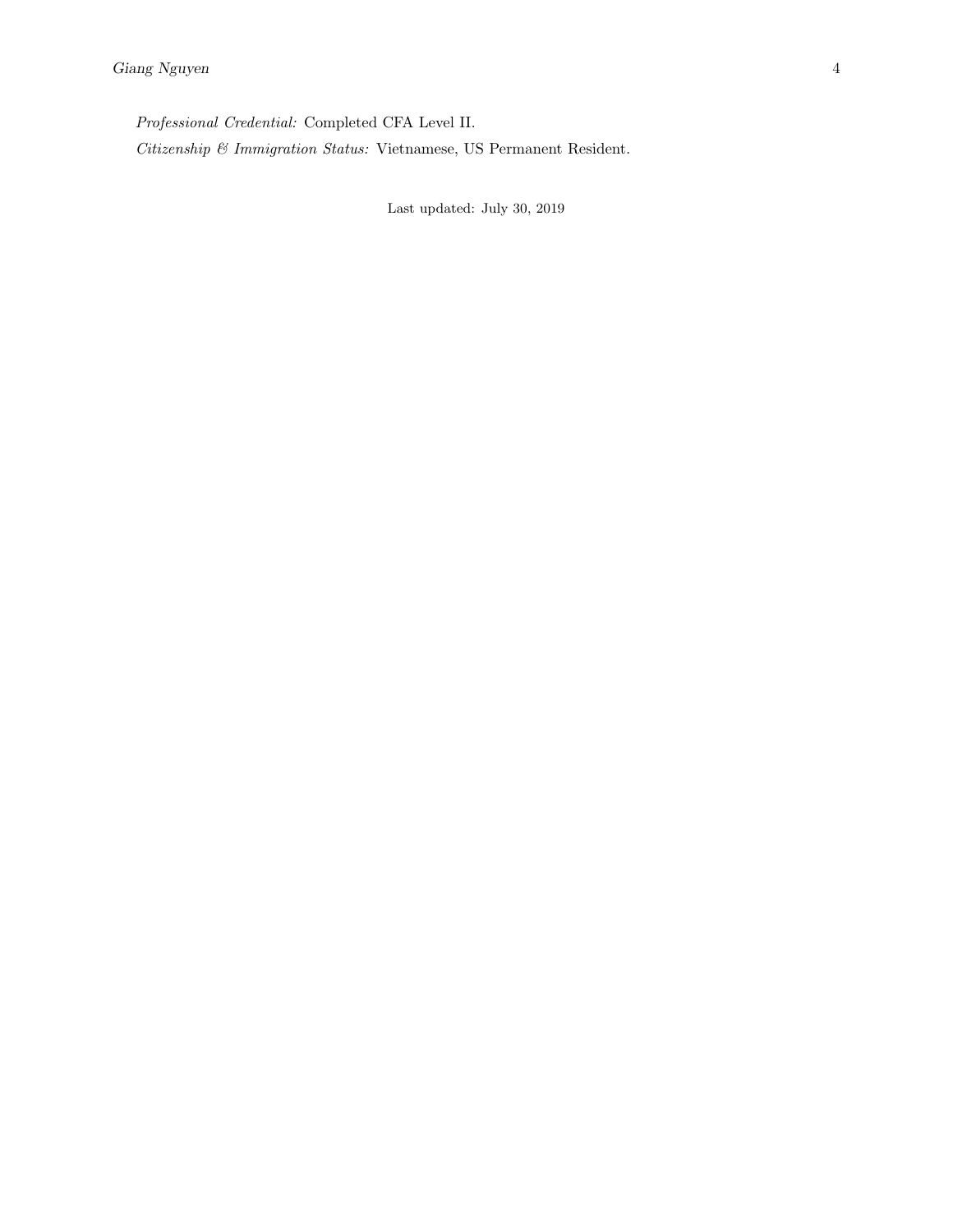*Professional Credential:* Completed CFA Level II.

*Citizenship & Immigration Status:* Vietnamese, US Permanent Resident.

Last updated: July 30, 2019